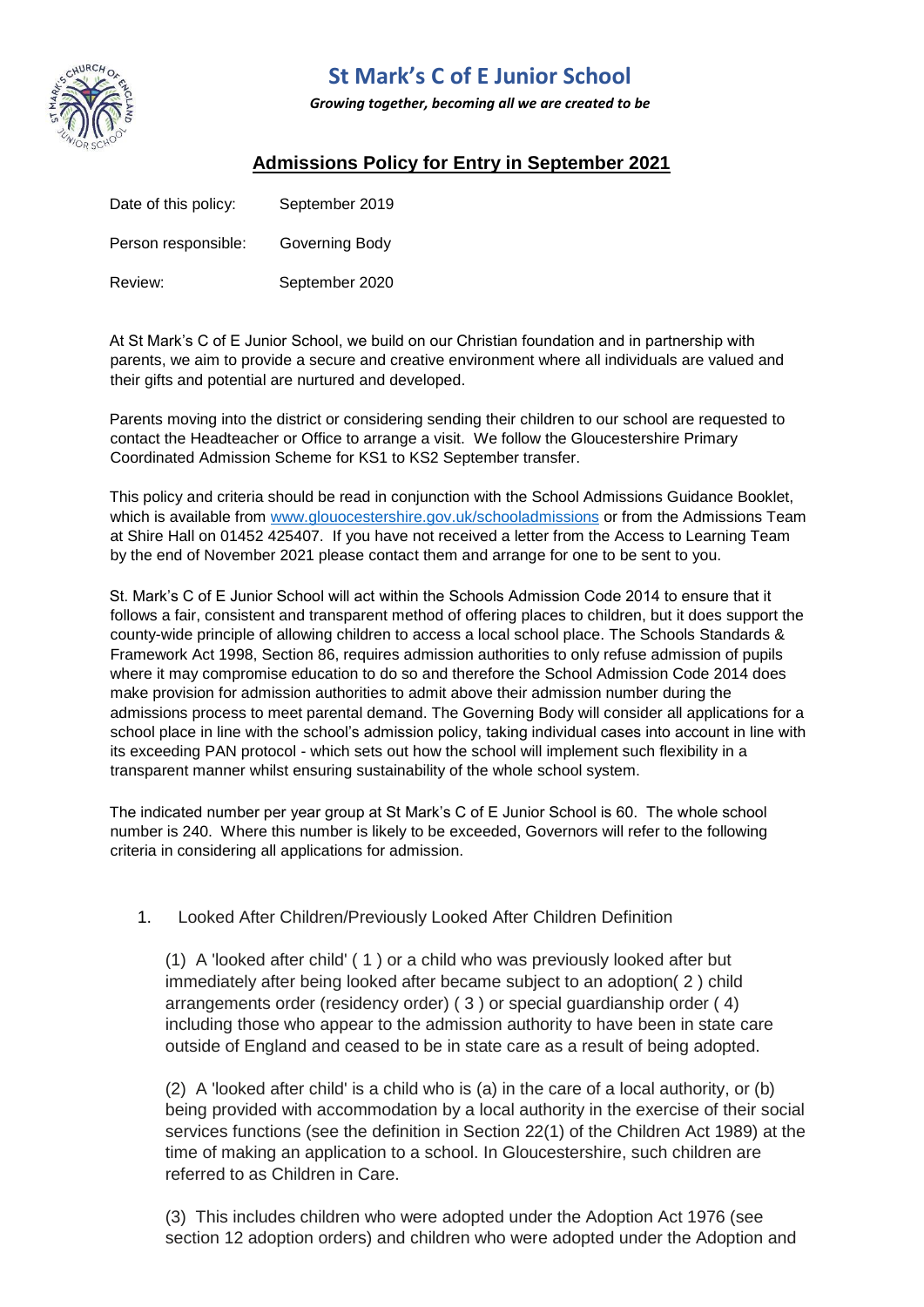# St Mark's C of E Junior School

***Growing together, becoming all we are created to be***

## Admissions Policy for Entry in September 2021

| | |
|---|---|
| Date of this policy: | September 2019 |
| Person responsible: | Governing Body |
| Review: | September 2020 |

At St Mark's C of E Junior School, we build on our Christian foundation and in partnership with parents, we aim to provide a secure and creative environment where all individuals are valued and their gifts and potential are nurtured and developed.

Parents moving into the district or considering sending their children to our school are requested to contact the Headteacher or Office to arrange a visit. We follow the Gloucestershire Primary Coordinated Admission Scheme for KS1 to KS2 September transfer.

This policy and criteria should be read in conjunction with the School Admissions Guidance Booklet, which is available from www.glouocestershire.gov.uk/schooladmissions or from the Admissions Team at Shire Hall on 01452 425407. If you have not received a letter from the Access to Learning Team by the end of November 2021 please contact them and arrange for one to be sent to you.

St. Mark's C of E Junior School will act within the Schools Admission Code 2014 to ensure that it follows a fair, consistent and transparent method of offering places to children, but it does support the county-wide principle of allowing children to access a local school place. The Schools Standards & Framework Act 1998, Section 86, requires admission authorities to only refuse admission of pupils where it may compromise education to do so and therefore the School Admission Code 2014 does make provision for admission authorities to admit above their admission number during the admissions process to meet parental demand. The Governing Body will consider all applications for a school place in line with the school's admission policy, taking individual cases into account in line with its exceeding PAN protocol - which sets out how the school will implement such flexibility in a transparent manner whilst ensuring sustainability of the whole school system.

The indicated number per year group at St Mark's C of E Junior School is 60. The whole school number is 240. Where this number is likely to be exceeded, Governors will refer to the following criteria in considering all applications for admission.

1. Looked After Children/Previously Looked After Children Definition

   (1) A 'looked after child' ( 1 ) or a child who was previously looked after but immediately after being looked after became subject to an adoption( 2 ) child arrangements order (residency order) ( 3 ) or special guardianship order ( 4) including those who appear to the admission authority to have been in state care outside of England and ceased to be in state care as a result of being adopted.

   (2) A 'looked after child' is a child who is (a) in the care of a local authority, or (b) being provided with accommodation by a local authority in the exercise of their social services functions (see the definition in Section 22(1) of the Children Act 1989) at the time of making an application to a school. In Gloucestershire, such children are referred to as Children in Care.

   (3) This includes children who were adopted under the Adoption Act 1976 (see section 12 adoption orders) and children who were adopted under the Adoption and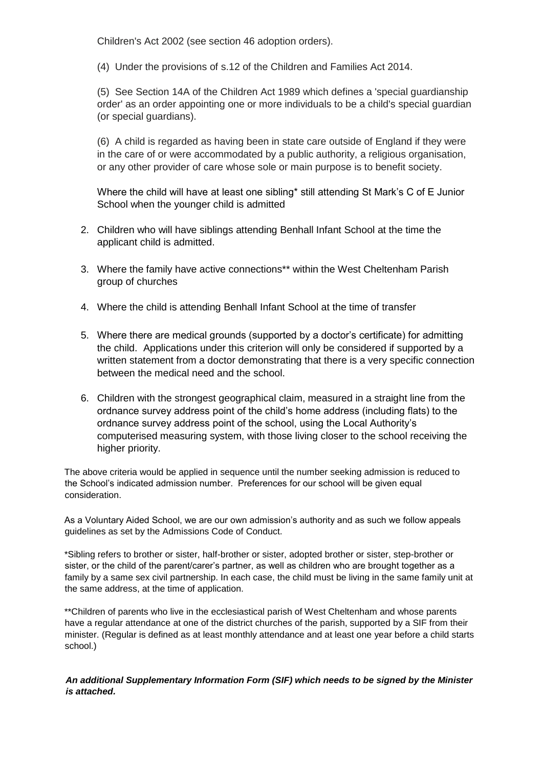Children's Act 2002 (see section 46 adoption orders).

(4) Under the provisions of s.12 of the Children and Families Act 2014.

(5) See Section 14A of the Children Act 1989 which defines a 'special guardianship order' as an order appointing one or more individuals to be a child's special guardian (or special guardians).

(6) A child is regarded as having been in state care outside of England if they were in the care of or were accommodated by a public authority, a religious organisation, or any other provider of care whose sole or main purpose is to benefit society.

Where the child will have at least one sibling* still attending St Mark's C of E Junior School when the younger child is admitted

2. Children who will have siblings attending Benhall Infant School at the time the applicant child is admitted.

3. Where the family have active connections** within the West Cheltenham Parish group of churches

4. Where the child is attending Benhall Infant School at the time of transfer

5. Where there are medical grounds (supported by a doctor's certificate) for admitting the child. Applications under this criterion will only be considered if supported by a written statement from a doctor demonstrating that there is a very specific connection between the medical need and the school.

6. Children with the strongest geographical claim, measured in a straight line from the ordnance survey address point of the child's home address (including flats) to the ordnance survey address point of the school, using the Local Authority's computerised measuring system, with those living closer to the school receiving the higher priority.

The above criteria would be applied in sequence until the number seeking admission is reduced to the School's indicated admission number. Preferences for our school will be given equal consideration.

As a Voluntary Aided School, we are our own admission's authority and as such we follow appeals guidelines as set by the Admissions Code of Conduct.

*Sibling refers to brother or sister, half-brother or sister, adopted brother or sister, step-brother or sister, or the child of the parent/carer's partner, as well as children who are brought together as a family by a same sex civil partnership. In each case, the child must be living in the same family unit at the same address, at the time of application.

**Children of parents who live in the ecclesiastical parish of West Cheltenham and whose parents have a regular attendance at one of the district churches of the parish, supported by a SIF from their minister. (Regular is defined as at least monthly attendance and at least one year before a child starts school.)

***An additional Supplementary Information Form (SIF) which needs to be signed by the Minister is attached.***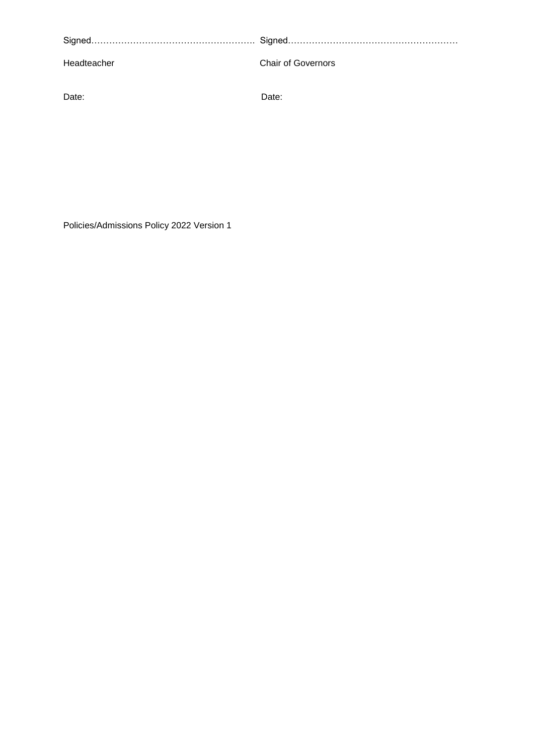| | |
|---|---|
| Signed………………………………………………. | Signed………………………………………………… |
| Headteacher | Chair of Governors |
| Date: | Date: |

Policies/Admissions Policy 2022 Version 1